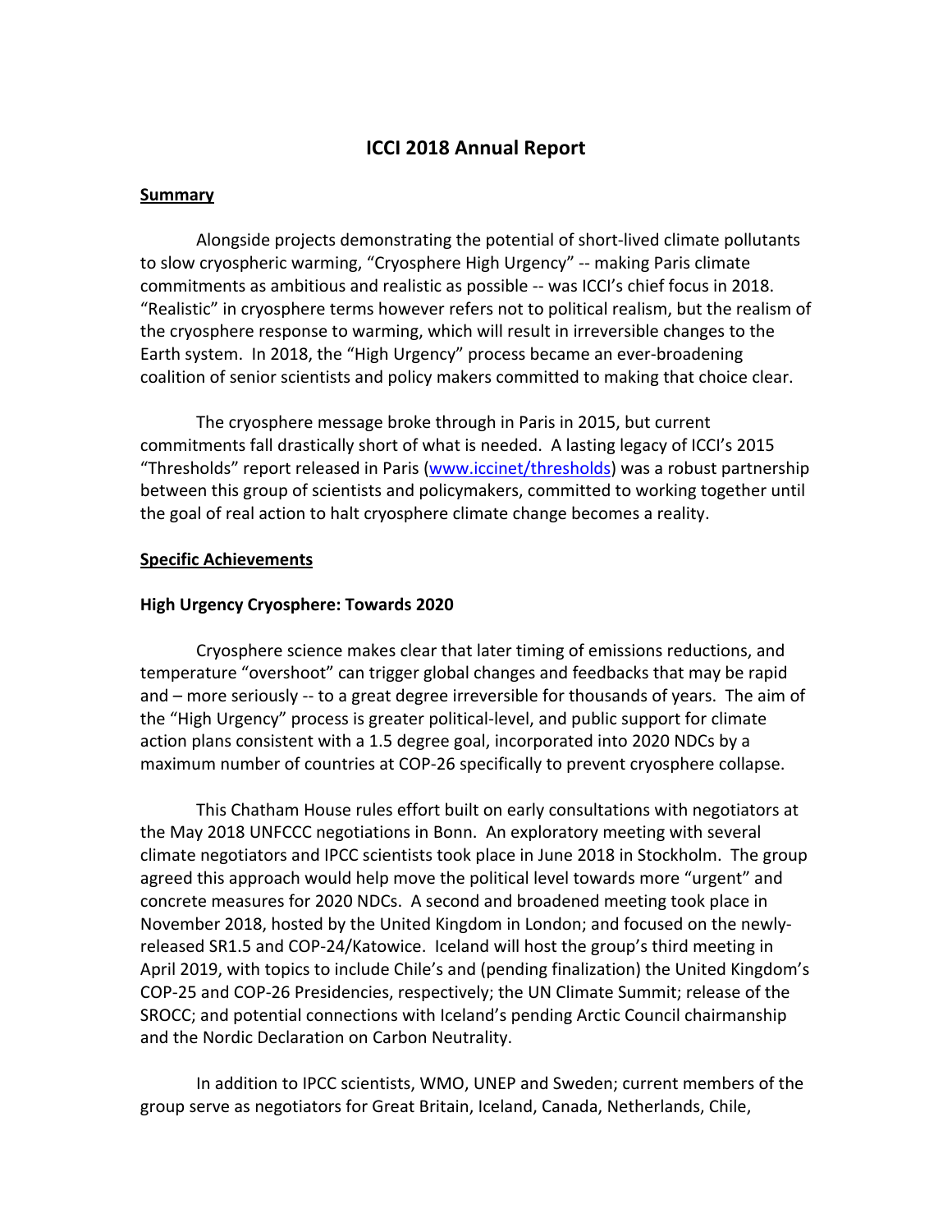# ICCI 2018 Annual Report

## Summary

Alongside projects demonstrating the potential of short-lived climate pollutants to slow cryospheric warming, "Cryosphere High Urgency" -- making Paris climate commitments as ambitious and realistic as possible -- was ICCI's chief focus in 2018. "Realistic" in cryosphere terms however refers not to political realism, but the realism of the cryosphere response to warming, which will result in irreversible changes to the Earth system. In 2018, the "High Urgency" process became an ever-broadening coalition of senior scientists and policy makers committed to making that choice clear.

The cryosphere message broke through in Paris in 2015, but current commitments fall drastically short of what is needed. A lasting legacy of ICCI's 2015 "Thresholds" report released in Paris ([www.iccinet/thresholds](www.iccinet/thresholds)) was a robust partnership between this group of scientists and policymakers, committed to working together until the goal of real action to halt cryosphere climate change becomes a reality.

## Specific Achievements

### High Urgency Cryosphere: Towards 2020

Cryosphere science makes clear that later timing of emissions reductions, and temperature "overshoot" can trigger global changes and feedbacks that may be rapid and – more seriously -- to a great degree irreversible for thousands of years. The aim of the "High Urgency" process is greater political-level, and public support for climate action plans consistent with a 1.5 degree goal, incorporated into 2020 NDCs by a maximum number of countries at COP-26 specifically to prevent cryosphere collapse.

This Chatham House rules effort built on early consultations with negotiators at the May 2018 UNFCCC negotiations in Bonn. An exploratory meeting with several climate negotiators and IPCC scientists took place in June 2018 in Stockholm. The group agreed this approach would help move the political level towards more "urgent" and concrete measures for 2020 NDCs. A second and broadened meeting took place in November 2018, hosted by the United Kingdom in London; and focused on the newly-released SR1.5 and COP-24/Katowice. Iceland will host the group's third meeting in April 2019, with topics to include Chile's and (pending finalization) the United Kingdom's COP-25 and COP-26 Presidencies, respectively; the UN Climate Summit; release of the SROCC; and potential connections with Iceland's pending Arctic Council chairmanship and the Nordic Declaration on Carbon Neutrality.

In addition to IPCC scientists, WMO, UNEP and Sweden; current members of the group serve as negotiators for Great Britain, Iceland, Canada, Netherlands, Chile,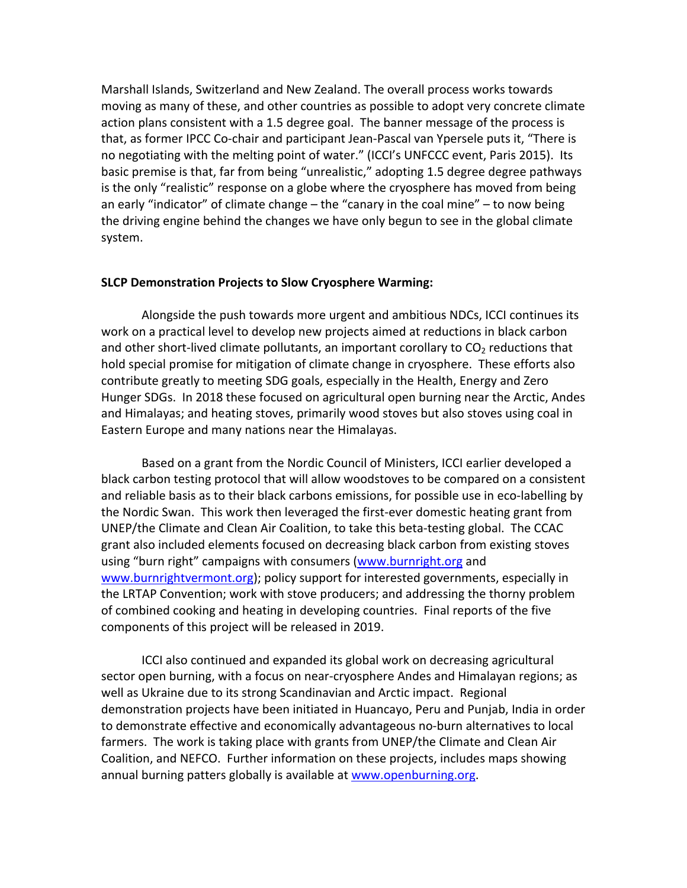Marshall Islands, Switzerland and New Zealand. The overall process works towards moving as many of these, and other countries as possible to adopt very concrete climate action plans consistent with a 1.5 degree goal. The banner message of the process is that, as former IPCC Co-chair and participant Jean-Pascal van Ypersele puts it, "There is no negotiating with the melting point of water." (ICCI's UNFCCC event, Paris 2015). Its basic premise is that, far from being "unrealistic," adopting 1.5 degree degree pathways is the only "realistic" response on a globe where the cryosphere has moved from being an early "indicator" of climate change – the "canary in the coal mine" – to now being the driving engine behind the changes we have only begun to see in the global climate system.

**SLCP Demonstration Projects to Slow Cryosphere Warming:**

Alongside the push towards more urgent and ambitious NDCs, ICCI continues its work on a practical level to develop new projects aimed at reductions in black carbon and other short-lived climate pollutants, an important corollary to $CO_2$ reductions that hold special promise for mitigation of climate change in cryosphere. These efforts also contribute greatly to meeting SDG goals, especially in the Health, Energy and Zero Hunger SDGs. In 2018 these focused on agricultural open burning near the Arctic, Andes and Himalayas; and heating stoves, primarily wood stoves but also stoves using coal in Eastern Europe and many nations near the Himalayas.

Based on a grant from the Nordic Council of Ministers, ICCI earlier developed a black carbon testing protocol that will allow woodstoves to be compared on a consistent and reliable basis as to their black carbons emissions, for possible use in eco-labelling by the Nordic Swan. This work then leveraged the first-ever domestic heating grant from UNEP/the Climate and Clean Air Coalition, to take this beta-testing global. The CCAC grant also included elements focused on decreasing black carbon from existing stoves using "burn right" campaigns with consumers (www.burnright.org and www.burnrightvermont.org); policy support for interested governments, especially in the LRTAP Convention; work with stove producers; and addressing the thorny problem of combined cooking and heating in developing countries. Final reports of the five components of this project will be released in 2019.

ICCI also continued and expanded its global work on decreasing agricultural sector open burning, with a focus on near-cryosphere Andes and Himalayan regions; as well as Ukraine due to its strong Scandinavian and Arctic impact. Regional demonstration projects have been initiated in Huancayo, Peru and Punjab, India in order to demonstrate effective and economically advantageous no-burn alternatives to local farmers. The work is taking place with grants from UNEP/the Climate and Clean Air Coalition, and NEFCO. Further information on these projects, includes maps showing annual burning patters globally is available at www.openburning.org.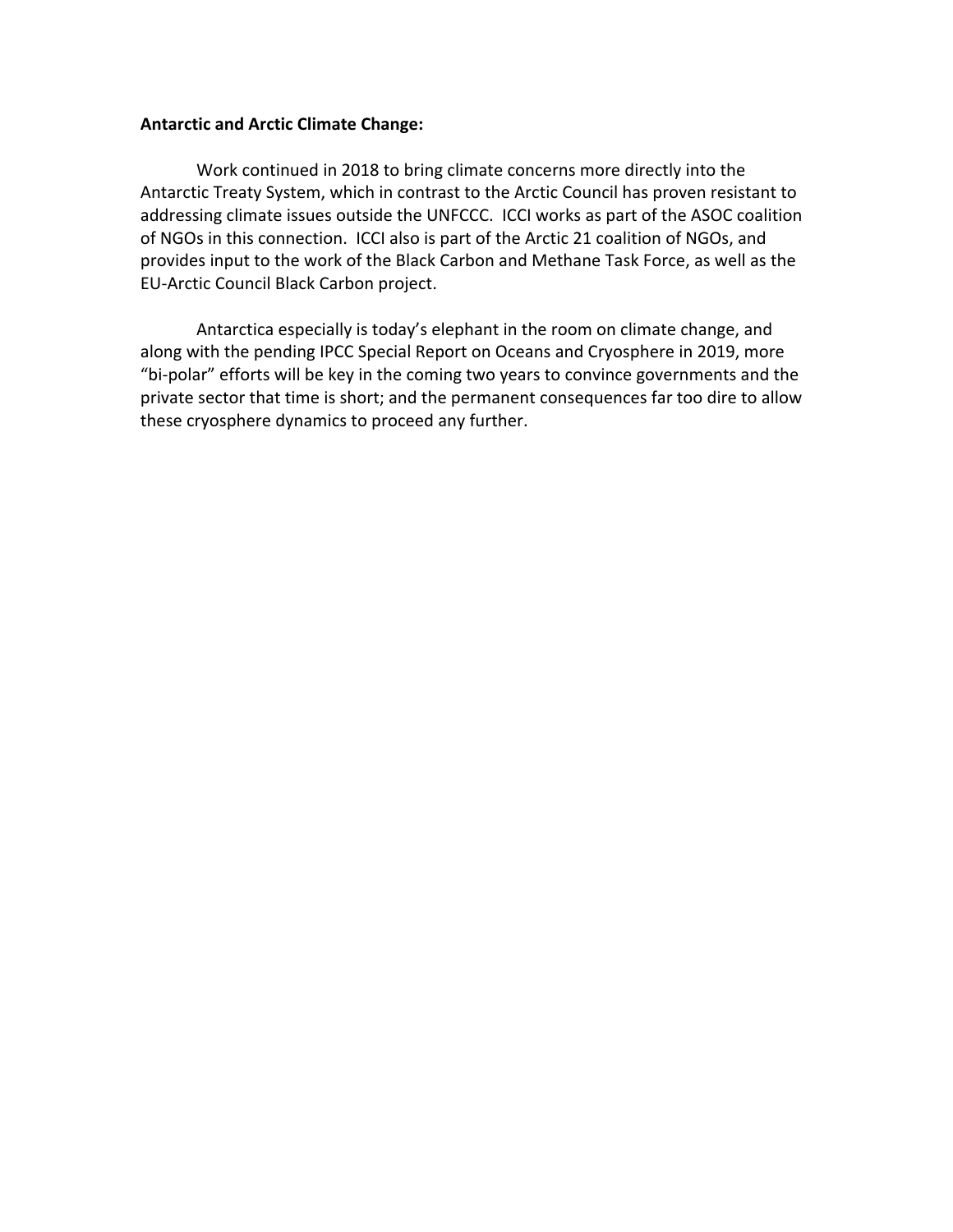**Antarctic and Arctic Climate Change:**

Work continued in 2018 to bring climate concerns more directly into the Antarctic Treaty System, which in contrast to the Arctic Council has proven resistant to addressing climate issues outside the UNFCCC. ICCI works as part of the ASOC coalition of NGOs in this connection. ICCI also is part of the Arctic 21 coalition of NGOs, and provides input to the work of the Black Carbon and Methane Task Force, as well as the EU-Arctic Council Black Carbon project.

Antarctica especially is today's elephant in the room on climate change, and along with the pending IPCC Special Report on Oceans and Cryosphere in 2019, more "bi-polar" efforts will be key in the coming two years to convince governments and the private sector that time is short; and the permanent consequences far too dire to allow these cryosphere dynamics to proceed any further.